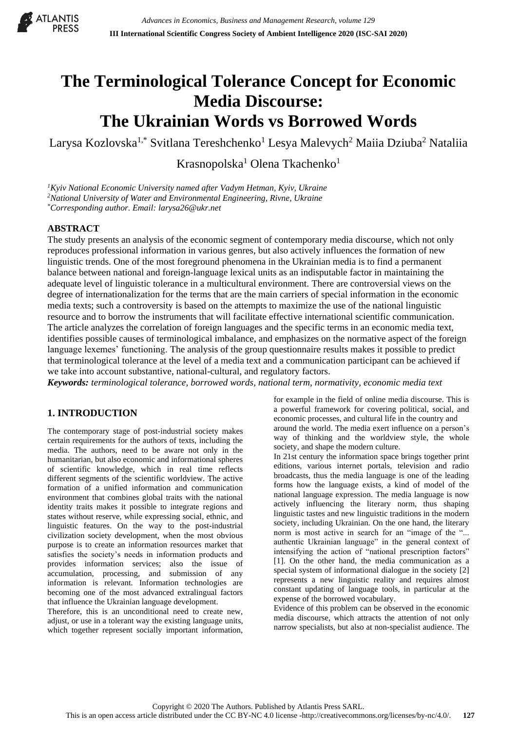# The Terminological Tolerance Concept for Economic Media Discourse: The Ukrainian Words vs Borrowed Words

Larysa Kozlovska[1,*] Svitlana Tereshchenko[1] Lesya Malevych[2] Maiia Dziuba[2] Nataliia Krasnopolska[1] Olena Tkachenko[1]

[1]*Kyiv National Economic University named after Vadym Hetman, Kyiv, Ukraine*
[2]*National University of Water and Environmental Engineering, Rivne, Ukraine*
[*]*Corresponding author. Email: larysa26@ukr.net*

## ABSTRACT

The study presents an analysis of the economic segment of contemporary media discourse, which not only reproduces professional information in various genres, but also actively influences the formation of new linguistic trends. One of the most foreground phenomena in the Ukrainian media is to find a permanent balance between national and foreign-language lexical units as an indisputable factor in maintaining the adequate level of linguistic tolerance in a multicultural environment. There are controversial views on the degree of internationalization for the terms that are the main carriers of special information in the economic media texts; such a controversity is based on the attempts to maximize the use of the national linguistic resource and to borrow the instruments that will facilitate effective international scientific communication. The article analyzes the correlation of foreign languages and the specific terms in an economic media text, identifies possible causes of terminological imbalance, and emphasizes on the normative aspect of the foreign language lexemes' functioning. The analysis of the group questionnaire results makes it possible to predict that terminological tolerance at the level of a media text and a communication participant can be achieved if we take into account substantive, national-cultural, and regulatory factors.

***Keywords:*** *terminological tolerance, borrowed words, national term, normativity, economic media text*

## 1. INTRODUCTION

The contemporary stage of post-industrial society makes certain requirements for the authors of texts, including the media. The authors, need to be aware not only in the humanitarian, but also economic and informational spheres of scientific knowledge, which in real time reflects different segments of the scientific worldview. The active formation of a unified information and communication environment that combines global traits with the national identity traits makes it possible to integrate regions and states without reserve, while expressing social, ethnic, and linguistic features. On the way to the post-industrial civilization society development, when the most obvious purpose is to create an information resources market that satisfies the society's needs in information products and provides information services; also the issue of accumulation, processing, and submission of any information is relevant. Information technologies are becoming one of the most advanced extralingual factors that influence the Ukrainian language development.

Therefore, this is an unconditional need to create new, adjust, or use in a tolerant way the existing language units, which together represent socially important information, for example in the field of online media discourse. This is a powerful framework for covering political, social, and economic processes, and cultural life in the country and around the world. The media exert influence on a person's way of thinking and the worldview style, the whole society, and shape the modern culture.

In 21st century the information space brings together print editions, various internet portals, television and radio broadcasts, thus the media language is one of the leading forms how the language exists, a kind of model of the national language expression. The media language is now actively influencing the literary norm, thus shaping linguistic tastes and new linguistic traditions in the modern society, including Ukrainian. On the one hand, the literary norm is most active in search for an "image of the "... authentic Ukrainian language" in the general context of intensifying the action of "national prescription factors" [1]. On the other hand, the media communication as a special system of informational dialogue in the society [2] represents a new linguistic reality and requires almost constant updating of language tools, in particular at the expense of the borrowed vocabulary.

Evidence of this problem can be observed in the economic media discourse, which attracts the attention of not only narrow specialists, but also at non-specialist audience. The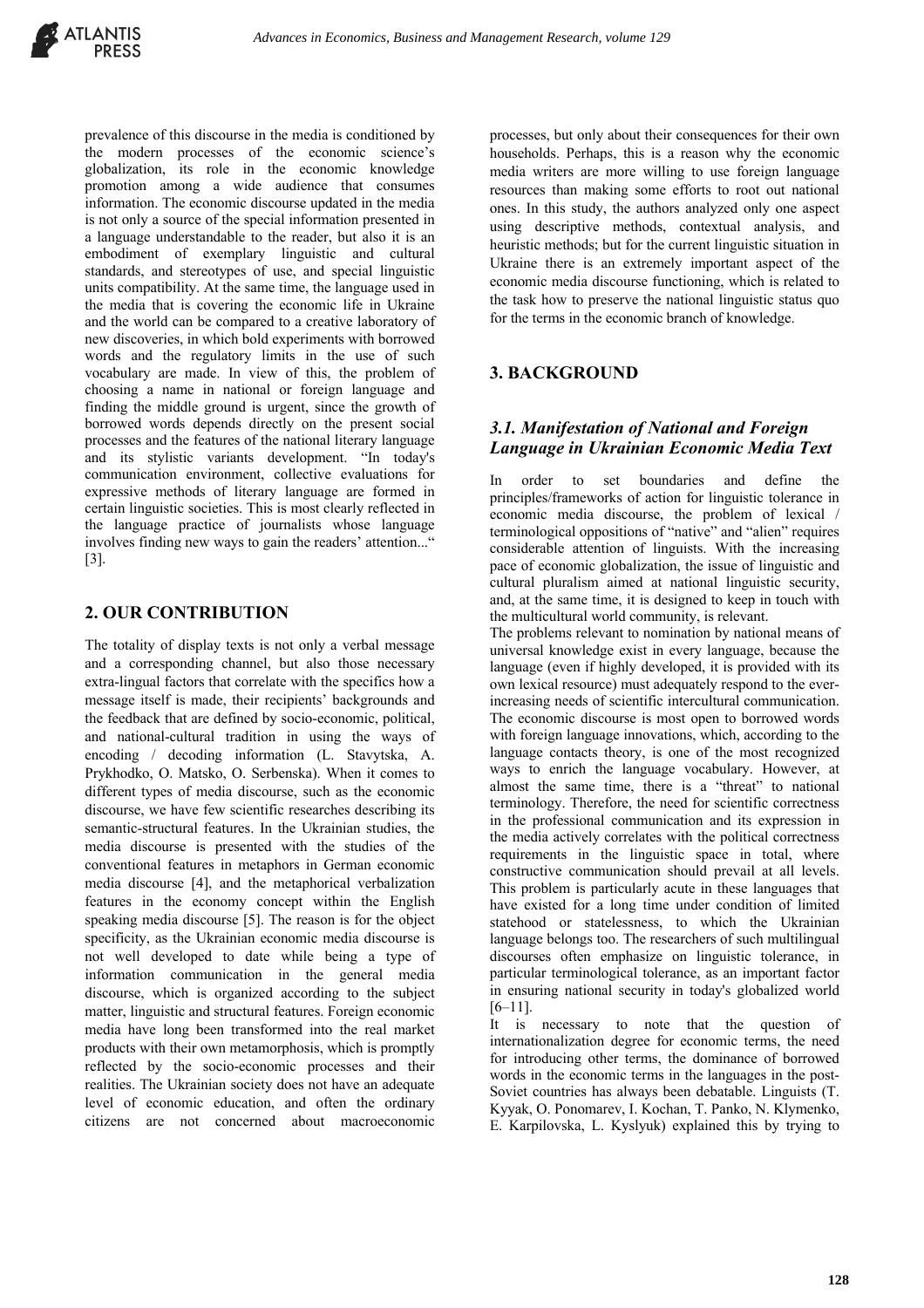prevalence of this discourse in the media is conditioned by the modern processes of the economic science's globalization, its role in the economic knowledge promotion among a wide audience that consumes information. The economic discourse updated in the media is not only a source of the special information presented in a language understandable to the reader, but also it is an embodiment of exemplary linguistic and cultural standards, and stereotypes of use, and special linguistic units compatibility. At the same time, the language used in the media that is covering the economic life in Ukraine and the world can be compared to a creative laboratory of new discoveries, in which bold experiments with borrowed words and the regulatory limits in the use of such vocabulary are made. In view of this, the problem of choosing a name in national or foreign language and finding the middle ground is urgent, since the growth of borrowed words depends directly on the present social processes and the features of the national literary language and its stylistic variants development. "In today's communication environment, collective evaluations for expressive methods of literary language are formed in certain linguistic societies. This is most clearly reflected in the language practice of journalists whose language involves finding new ways to gain the readers' attention..." [3].

## 2. OUR CONTRIBUTION

The totality of display texts is not only a verbal message and a corresponding channel, but also those necessary extra-lingual factors that correlate with the specifics how a message itself is made, their recipients' backgrounds and the feedback that are defined by socio-economic, political, and national-cultural tradition in using the ways of encoding / decoding information (L. Stavytska, A. Prykhodko, O. Matsko, O. Serbenska). When it comes to different types of media discourse, such as the economic discourse, we have few scientific researches describing its semantic-structural features. In the Ukrainian studies, the media discourse is presented with the studies of the conventional features in metaphors in German economic media discourse [4], and the metaphorical verbalization features in the economy concept within the English speaking media discourse [5]. The reason is for the object specificity, as the Ukrainian economic media discourse is not well developed to date while being a type of information communication in the general media discourse, which is organized according to the subject matter, linguistic and structural features. Foreign economic media have long been transformed into the real market products with their own metamorphosis, which is promptly reflected by the socio-economic processes and their realities. The Ukrainian society does not have an adequate level of economic education, and often the ordinary citizens are not concerned about macroeconomic processes, but only about their consequences for their own households. Perhaps, this is a reason why the economic media writers are more willing to use foreign language resources than making some efforts to root out national ones. In this study, the authors analyzed only one aspect using descriptive methods, contextual analysis, and heuristic methods; but for the current linguistic situation in Ukraine there is an extremely important aspect of the economic media discourse functioning, which is related to the task how to preserve the national linguistic status quo for the terms in the economic branch of knowledge.

## 3. BACKGROUND

### *3.1. Manifestation of National and Foreign Language in Ukrainian Economic Media Text*

In order to set boundaries and define the principles/frameworks of action for linguistic tolerance in economic media discourse, the problem of lexical / terminological oppositions of "native" and "alien" requires considerable attention of linguists. With the increasing pace of economic globalization, the issue of linguistic and cultural pluralism aimed at national linguistic security, and, at the same time, it is designed to keep in touch with the multicultural world community, is relevant.

The problems relevant to nomination by national means of universal knowledge exist in every language, because the language (even if highly developed, it is provided with its own lexical resource) must adequately respond to the ever-increasing needs of scientific intercultural communication. The economic discourse is most open to borrowed words with foreign language innovations, which, according to the language contacts theory, is one of the most recognized ways to enrich the language vocabulary. However, at almost the same time, there is a "threat" to national terminology. Therefore, the need for scientific correctness in the professional communication and its expression in the media actively correlates with the political correctness requirements in the linguistic space in total, where constructive communication should prevail at all levels. This problem is particularly acute in these languages that have existed for a long time under condition of limited statehood or statelessness, to which the Ukrainian language belongs too. The researchers of such multilingual discourses often emphasize on linguistic tolerance, in particular terminological tolerance, as an important factor in ensuring national security in today's globalized world [6–11].

It is necessary to note that the question of internationalization degree for economic terms, the need for introducing other terms, the dominance of borrowed words in the economic terms in the languages in the post-Soviet countries has always been debatable. Linguists (T. Kyyak, O. Ponomarev, I. Kochan, T. Panko, N. Klymenko, E. Karpilovska, L. Kyslyuk) explained this by trying to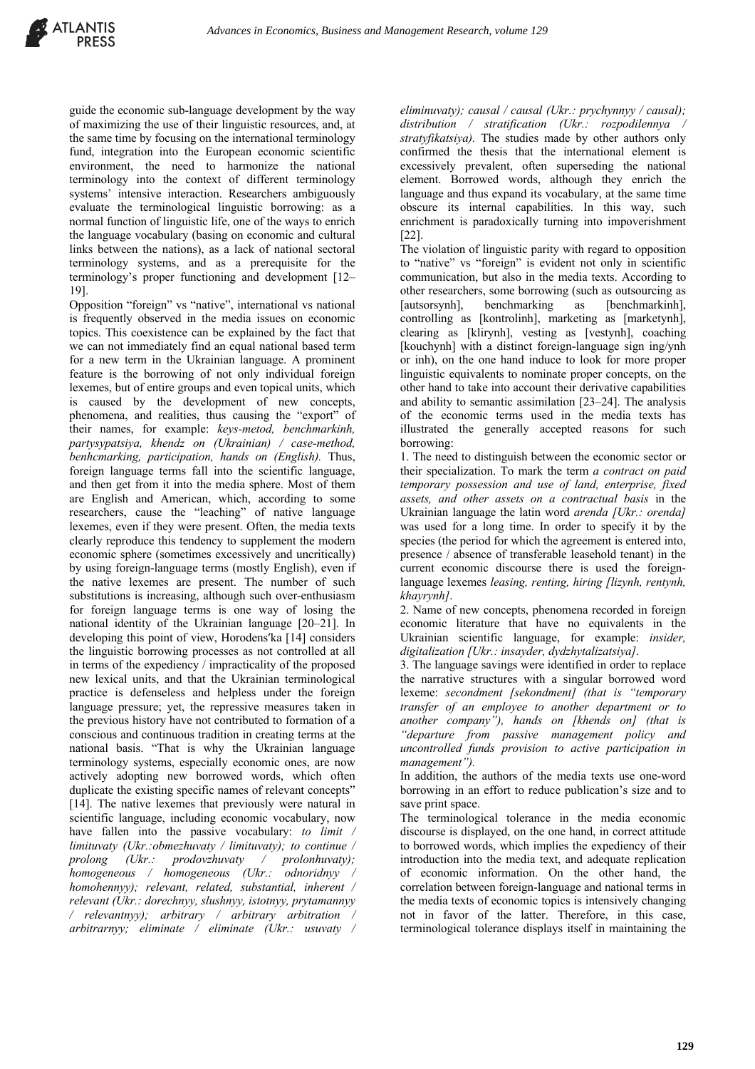guide the economic sub-language development by the way of maximizing the use of their linguistic resources, and, at the same time by focusing on the international terminology fund, integration into the European economic scientific environment, the need to harmonize the national terminology into the context of different terminology systems' intensive interaction. Researchers ambiguously evaluate the terminological linguistic borrowing: as a normal function of linguistic life, one of the ways to enrich the language vocabulary (basing on economic and cultural links between the nations), as a lack of national sectoral terminology systems, and as a prerequisite for the terminology's proper functioning and development [12–19].

Opposition "foreign" vs "native", international vs national is frequently observed in the media issues on economic topics. This coexistence can be explained by the fact that we can not immediately find an equal national based term for a new term in the Ukrainian language. A prominent feature is the borrowing of not only individual foreign lexemes, but of entire groups and even topical units, which is caused by the development of new concepts, phenomena, and realities, thus causing the "export" of their names, for example: *keys-metod, benchmarkinh, partysypatsiya, khendz on (Ukrainian) / case-method, benhcmarking, participation, hands on (English).* Thus, foreign language terms fall into the scientific language, and then get from it into the media sphere. Most of them are English and American, which, according to some researchers, cause the "leaching" of native language lexemes, even if they were present. Often, the media texts clearly reproduce this tendency to supplement the modern economic sphere (sometimes excessively and uncritically) by using foreign-language terms (mostly English), even if the native lexemes are present. The number of such substitutions is increasing, although such over-enthusiasm for foreign language terms is one way of losing the national identity of the Ukrainian language [20–21]. In developing this point of view, Horodens′ka [14] considers the linguistic borrowing processes as not controlled at all in terms of the expediency / impracticality of the proposed new lexical units, and that the Ukrainian terminological practice is defenseless and helpless under the foreign language pressure; yet, the repressive measures taken in the previous history have not contributed to formation of a conscious and continuous tradition in creating terms at the national basis. "That is why the Ukrainian language terminology systems, especially economic ones, are now actively adopting new borrowed words, which often duplicate the existing specific names of relevant concepts" [14]. The native lexemes that previously were natural in scientific language, including economic vocabulary, now have fallen into the passive vocabulary: *to limit / limituvaty (Ukr.:obmezhuvaty / limituvaty); to continue / prolong (Ukr.: prodovzhuvaty / prolonhuvaty); homogeneous / homogeneous (Ukr.: odnoridnyy / homohennyy); relevant, related, substantial, inherent / relevant (Ukr.: dorechnyy, slushnyy, istotnyy, prytamannyy / relevantnyy); arbitrary / arbitrary arbitration / arbitrarnyy; eliminate / eliminate (Ukr.: usuvaty / eliminuvaty); causal / causal (Ukr.: prychynnyy / causal); distribution / stratification (Ukr.: rozpodilennya / stratyfikatsiya).* The studies made by other authors only confirmed the thesis that the international element is excessively prevalent, often superseding the national element. Borrowed words, although they enrich the language and thus expand its vocabulary, at the same time obscure its internal capabilities. In this way, such enrichment is paradoxically turning into impoverishment [22].

The violation of linguistic parity with regard to opposition to "native" vs "foreign" is evident not only in scientific communication, but also in the media texts. According to other researchers, some borrowing (such as outsourcing as [autsorsynh], benchmarking as [benchmarkinh], controlling as [kontrolinh], marketing as [marketynh], clearing as [klirynh], vesting as [vestynh], coaching [kouchynh] with a distinct foreign-language sign ing/ynh or inh), on the one hand induce to look for more proper linguistic equivalents to nominate proper concepts, on the other hand to take into account their derivative capabilities and ability to semantic assimilation [23–24]. The analysis of the economic terms used in the media texts has illustrated the generally accepted reasons for such borrowing:

1. The need to distinguish between the economic sector or their specialization. To mark the term *a contract on paid temporary possession and use of land, enterprise, fixed assets, and other assets on a contractual basis* in the Ukrainian language the latin word *arenda [Ukr.: orenda]* was used for a long time. In order to specify it by the species (the period for which the agreement is entered into, presence / absence of transferable leasehold tenant) in the current economic discourse there is used the foreign-language lexemes *leasing, renting, hiring [lizynh, rentynh, khayrynh]*.

2. Name of new concepts, phenomena recorded in foreign economic literature that have no equivalents in the Ukrainian scientific language, for example: *insider, digitalization [Ukr.: insayder, dydzhytalizatsiya]*.

3. The language savings were identified in order to replace the narrative structures with a singular borrowed word lexeme: *secondment [sekondment] (that is "temporary transfer of an employee to another department or to another company"), hands on [khends on] (that is "departure from passive management policy and uncontrolled funds provision to active participation in management").*

In addition, the authors of the media texts use one-word borrowing in an effort to reduce publication's size and to save print space.

The terminological tolerance in the media economic discourse is displayed, on the one hand, in correct attitude to borrowed words, which implies the expediency of their introduction into the media text, and adequate replication of economic information. On the other hand, the correlation between foreign-language and national terms in the media texts of economic topics is intensively changing not in favor of the latter. Therefore, in this case, terminological tolerance displays itself in maintaining the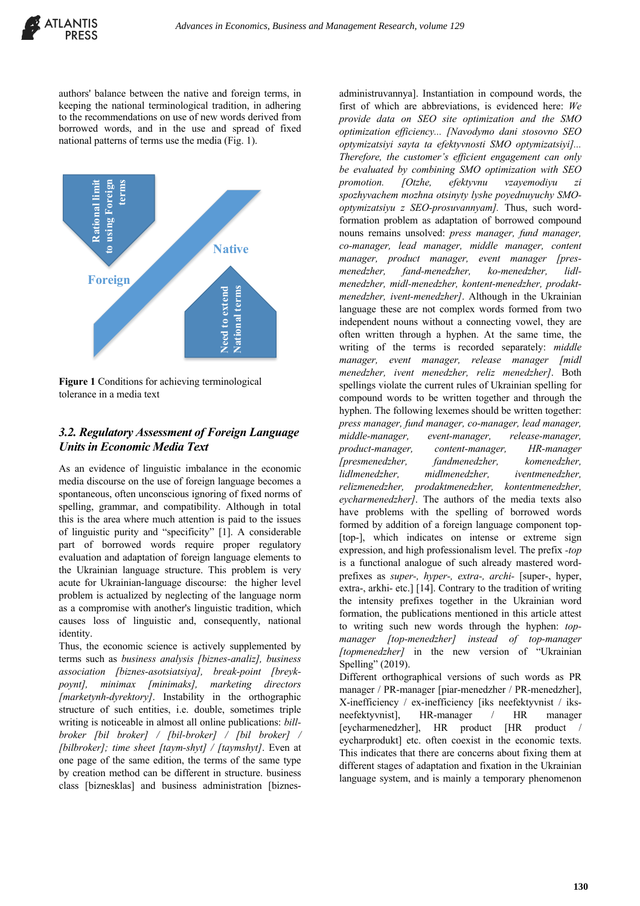authors' balance between the native and foreign terms, in keeping the national terminological tradition, in adhering to the recommendations on use of new words derived from borrowed words, and in the use and spread of fixed national patterns of terms use the media (Fig. 1).

**Figure 1** Conditions for achieving terminological tolerance in a media text

### *3.2. Regulatory Assessment of Foreign Language Units in Economic Media Text*

As an evidence of linguistic imbalance in the economic media discourse on the use of foreign language becomes a spontaneous, often unconscious ignoring of fixed norms of spelling, grammar, and compatibility. Although in total this is the area where much attention is paid to the issues of linguistic purity and "specificity" [1]. A considerable part of borrowed words require proper regulatory evaluation and adaptation of foreign language elements to the Ukrainian language structure. This problem is very acute for Ukrainian-language discourse: the higher level problem is actualized by neglecting of the language norm as a compromise with another's linguistic tradition, which causes loss of linguistic and, consequently, national identity.

Thus, the economic science is actively supplemented by terms such as *business analysis [biznes-analiz], business association [biznes-asotsiatsiya], break-point [breyk-poynt], minimax [minimaks], marketing directors [marketynh-dyrektory]*. Instability in the orthographic structure of such entities, i.e. double, sometimes triple writing is noticeable in almost all online publications: *bill-broker [bil broker] / [bil-broker] / [bil broker] / [bilbroker]; time sheet [taym-shyt] / [taymshyt]*. Even at one page of the same edition, the terms of the same type by creation method can be different in structure. business class [biznesklas] and business administration [biznes-administruvannya]. Instantiation in compound words, the first of which are abbreviations, is evidenced here: *We provide data on SEO site optimization and the SMO optimization efficiency... [Navodymo dani stosovno SEO optymizatsiyi sayta ta efektyvnosti SMO optymizatsiyi]... Therefore, the customer's efficient engagement can only be evaluated by combining SMO optimization with SEO promotion. [Otzhe, efektyvnu vzayemodiyu zi spozhyvachem mozhna otsinyty lyshe poyednuyuchy SMO-optymizatsiyu z SEO-prosuvannyam].* Thus, such word-formation problem as adaptation of borrowed compound nouns remains unsolved: *press manager, fund manager, co-manager, lead manager, middle manager, content manager, product manager, event manager [pres-menedzher, fand-menedzher, ko-menedzher, lidl-menedzher, midl-menedzher, kontent-menedzher, prodakt-menedzher, ivent-menedzher]*. Although in the Ukrainian language these are not complex words formed from two independent nouns without a connecting vowel, they are often written through a hyphen. At the same time, the writing of the terms is recorded separately: *middle manager, event manager, release manager [midl menedzher, ivent menedzher, reliz menedzher]*. Both spellings violate the current rules of Ukrainian spelling for compound words to be written together and through the hyphen. The following lexemes should be written together: *press manager, fund manager, co-manager, lead manager, middle-manager, event-manager, release-manager, product-manager, content-manager, HR-manager [presmenedzher, fandmenedzher, komenedzher, lidlmenedzher, midlmenedzher, iventmenedzher, relizmenedzher, prodaktmenedzher, kontentmenedzher, eycharmenedzher]*. The authors of the media texts also have problems with the spelling of borrowed words formed by addition of a foreign language component top- [top-], which indicates on intense or extreme sign expression, and high professionalism level. The prefix *-top* is a functional analogue of such already mastered word-prefixes as *super-, hyper-, extra-, archi-* [super-, hyper, extra-, arkhi- etc.] [14]. Contrary to the tradition of writing the intensity prefixes together in the Ukrainian word formation, the publications mentioned in this article attest to writing such new words through the hyphen: *top-manager [top-menedzher] instead of top-manager [topmenedzher]* in the new version of "Ukrainian Spelling" (2019).

Different orthographical versions of such words as PR manager / PR-manager [piar-menedzher / PR-menedzher], X-inefficiency / ex-inefficiency [iks neefektyvnist / iks-neefektyvnist], HR-manager / HR manager [eycharmenedzher], HR product [HR product / eycharprodukt] etc. often coexist in the economic texts. This indicates that there are concerns about fixing them at different stages of adaptation and fixation in the Ukrainian language system, and is mainly a temporary phenomenon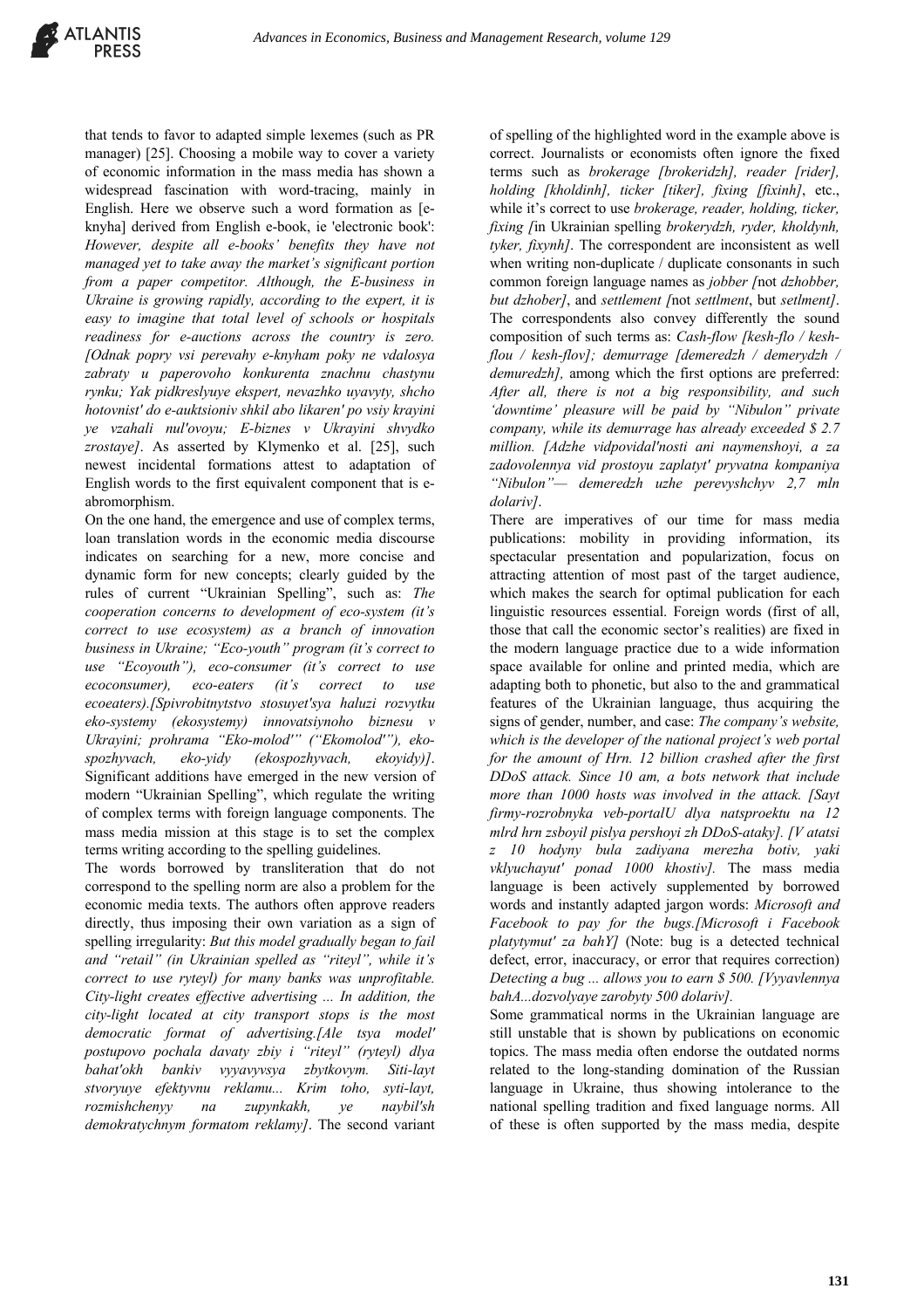that tends to favor to adapted simple lexemes (such as PR manager) [25]. Choosing a mobile way to cover a variety of economic information in the mass media has shown a widespread fascination with word-tracing, mainly in English. Here we observe such a word formation as [e-knyha] derived from English e-book, ie 'electronic book': *However, despite all e-books' benefits they have not managed yet to take away the market's significant portion from a paper competitor. Although, the E-business in Ukraine is growing rapidly, according to the expert, it is easy to imagine that total level of schools or hospitals readiness for e-auctions across the country is zero. [Odnak popry vsi perevahy e-knyham poky ne vdalosya zabraty u paperovoho konkurenta znachnu chastynu rynku; Yak pidkreslyuye ekspert, nevazhko uyavyty, shcho hotovnist' do e-auktsioniv shkil abo likaren' po vsiy krayini ye vzahali nul'ovoyu; E-biznes v Ukrayini shvydko zrostaye]*. As asserted by Klymenko et al. [25], such newest incidental formations attest to adaptation of English words to the first equivalent component that is e-abromorphism.

On the one hand, the emergence and use of complex terms, loan translation words in the economic media discourse indicates on searching for a new, more concise and dynamic form for new concepts; clearly guided by the rules of current "Ukrainian Spelling", such as: *The cooperation concerns to development of eco-system (it's correct to use ecosystem) as a branch of innovation business in Ukraine; "Eco-youth" program (it's correct to use "Ecoyouth"), eco-consumer (it's correct to use ecoconsumer), eco-eaters (it's correct to use ecoeaters).[Spivrobitnytstvo stosuyet'sya haluzi rozvytku eko-systemy (ekosystemy) innovatsiynoho biznesu v Ukrayini; prohrama "Eko-molod'" ("Ekomolod'"), eko-spozhyvach, eko-yidy (ekospozhyvach, ekoyidy)]*. Significant additions have emerged in the new version of modern "Ukrainian Spelling", which regulate the writing of complex terms with foreign language components. The mass media mission at this stage is to set the complex terms writing according to the spelling guidelines.

The words borrowed by transliteration that do not correspond to the spelling norm are also a problem for the economic media texts. The authors often approve readers directly, thus imposing their own variation as a sign of spelling irregularity: *But this model gradually began to fail and "retail" (in Ukrainian spelled as "riteyl", while it's correct to use ryteyl) for many banks was unprofitable. City-light creates effective advertising ... In addition, the city-light located at city transport stops is the most democratic format of advertising.[Ale tsya model' postupovo pochala davaty zbiy i "riteyl" (ryteyl) dlya bahat'okh bankiv vyyavyvsya zbytkovym. Siti-layt stvoryuye efektyvnu reklamu... Krim toho, syti-layt, rozmishchenyy na zupynkakh, ye naybil'sh demokratychnym formatom reklamy]*. The second variant of spelling of the highlighted word in the example above is correct. Journalists or economists often ignore the fixed terms such as *brokerage [brokeridzh], reader [rider], holding [kholdinh], ticker [tiker], fixing [fixinh]*, etc., while it's correct to use *brokerage, reader, holding, ticker, fixing [*in Ukrainian spelling *brokerydzh, ryder, kholdynh, tyker, fixynh]*. The correspondent are inconsistent as well when writing non-duplicate / duplicate consonants in such common foreign language names as *jobber [*not *dzhobber, but dzhober]*, and *settlement [*not *settlment*, but *setlment]*. The correspondents also convey differently the sound composition of such terms as: *Cash-flow [kesh-flo / kesh-flou / kesh-flov]; demurrage [demeredzh / demerydzh / demuredzh]*, among which the first options are preferred: *After all, there is not a big responsibility, and such 'downtime' pleasure will be paid by "Nibulon" private company, while its demurrage has already exceeded $ 2.7 million. [Adzhe vidpovidal'nosti ani naymenshoyi, a za zadovolennya vid prostoyu zaplatyt' pryvatna kompaniya "Nibulon"— demeredzh uzhe perevyshchyv 2,7 mln dolariv]*.

There are imperatives of our time for mass media publications: mobility in providing information, its spectacular presentation and popularization, focus on attracting attention of most past of the target audience, which makes the search for optimal publication for each linguistic resources essential. Foreign words (first of all, those that call the economic sector's realities) are fixed in the modern language practice due to a wide information space available for online and printed media, which are adapting both to phonetic, but also to the and grammatical features of the Ukrainian language, thus acquiring the signs of gender, number, and case: *The company's website, which is the developer of the national project's web portal for the amount of Hrn. 12 billion crashed after the first DDoS attack. Since 10 am, a bots network that include more than 1000 hosts was involved in the attack. [Sayt firmy-rozrobnyka veb-portalU dlya natsproektu na 12 mlrd hrn zsboyil pislya pershoyi zh DDoS-ataky]. [V atatsi z 10 hodyny bula zadiyana merezha botiv, yaki vklyuchayut' ponad 1000 khostiv].* The mass media language is been actively supplemented by borrowed words and instantly adapted jargon words: *Microsoft and Facebook to pay for the bugs.[Microsoft i Facebook platytymut' za bahY]* (Note: bug is a detected technical defect, error, inaccuracy, or error that requires correction) *Detecting a bug ... allows you to earn $ 500. [Vyyavlennya bahA...dozvolyaye zarobyty 500 dolariv].*

Some grammatical norms in the Ukrainian language are still unstable that is shown by publications on economic topics. The mass media often endorse the outdated norms related to the long-standing domination of the Russian language in Ukraine, thus showing intolerance to the national spelling tradition and fixed language norms. All of these is often supported by the mass media, despite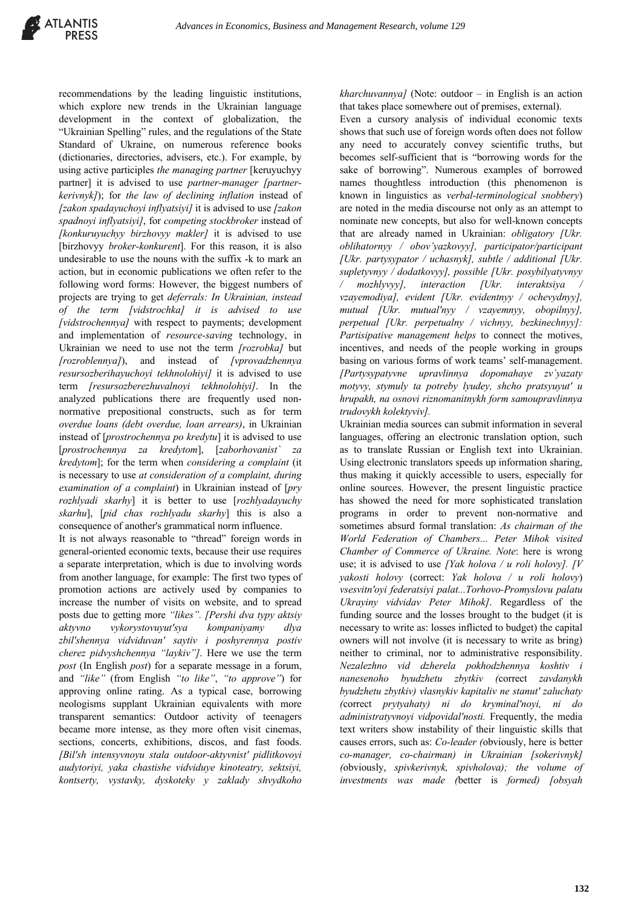recommendations by the leading linguistic institutions, which explore new trends in the Ukrainian language development in the context of globalization, the "Ukrainian Spelling" rules, and the regulations of the State Standard of Ukraine, on numerous reference books (dictionaries, directories, advisers, etc.). For example, by using active participles *the managing partner* [keruyuchyy partner] it is advised to use *partner-manager [partner-kerivnyk]*); for *the law of declining inflation* instead of *[zakon spadayuchoyi inflyatsiyi]* it is advised to use *[zakon spadnoyi inflyatsiyi]*, for *competing stockbroker* instead of *[konkuruyuchyy birzhovyy makler]* it is advised to use [birzhovyy *broker-konkurent*]. For this reason, it is also undesirable to use the nouns with the suffix -k to mark an action, but in economic publications we often refer to the following word forms: However, the biggest numbers of projects are trying to get *deferrals: In Ukrainian, instead of the term [vidstrochka] it is advised to use [vidstrochennya]* with respect to payments; development and implementation of *resource-saving* technology, in Ukrainian we need to use not the term *[rozrobka]* but *[rozroblennya]*), and instead of *[vprovadzhennya resursozberihayuchoyi tekhnolohiyi]* it is advised to use term *[resursozberezhuvalnoyi tekhnolohiyi]*. In the analyzed publications there are frequently used non-normative prepositional constructs, such as for term *overdue loans (debt overdue, loan arrears)*, in Ukrainian instead of [*prostrochennya po kredytu*] it is advised to use [*prostrochennya za kredytom*], [*zaborhovanist` za kredytom*]; for the term when *considering a complaint* (it is necessary to use *at consideration of a complaint, during examination of a complaint*) in Ukrainian instead of [*pry rozhlyadi skarhy*] it is better to use [*rozhlyadayuchy skarhu*], [*pid chas rozhlyadu skarhy*] this is also a consequence of another's grammatical norm influence.

It is not always reasonable to "thread" foreign words in general-oriented economic texts, because their use requires a separate interpretation, which is due to involving words from another language, for example: The first two types of promotion actions are actively used by companies to increase the number of visits on website, and to spread posts due to getting more *"likes". [Pershi dva typy aktsiy aktyvno vykorystovuyut'sya kompaniyamy dlya zbil'shennya vidviduvan' saytiv i poshyrennya postiv cherez pidvyshchennya "laykiv"]*. Here we use the term *post* (In English *post*) for a separate message in a forum, and *"like"* (from English *"to like"*, *"to approve"*) for approving online rating. As a typical case, borrowing neologisms supplant Ukrainian equivalents with more transparent semantics: Outdoor activity of teenagers became more intense, as they more often visit cinemas, sections, concerts, exhibitions, discos, and fast foods. *[Bil'sh intensyvnoyu stala outdoor-aktyvnist' pidlitkovoyi audytoriyi, yaka chastishe vidviduye kinoteatry, sektsiyi, kontserty, vystavky, dyskoteky y zaklady shvydkoho kharchuvannya]* (Note: outdoor – in English is an action that takes place somewhere out of premises, external).

Even a cursory analysis of individual economic texts shows that such use of foreign words often does not follow any need to accurately convey scientific truths, but becomes self-sufficient that is "borrowing words for the sake of borrowing". Numerous examples of borrowed names thoughtless introduction (this phenomenon is known in linguistics as *verbal-terminological snobbery*) are noted in the media discourse not only as an attempt to nominate new concepts, but also for well-known concepts that are already named in Ukrainian: *obligatory [Ukr. oblihatornyy / obov'yazkovyy], participator/participant [Ukr. partysypator / uchasnyk], subtle / additional [Ukr. supletyvnyy / dodatkovyy], possible [Ukr. posybilyatyvnyy / mozhlyvyy], interaction [Ukr. interaktsiya / vzayemodiya], evident [Ukr. evidentnyy / ochevydnyy], mutual [Ukr. mutual'nyy / vzayemnyy, obopilnyy], perpetual [Ukr. perpetualny / vichnyy, bezkinechnyy]: Partisipative management helps* to connect the motives, incentives, and needs of the people working in groups basing on various forms of work teams' self-management. *[Partysypatyvne upravlinnya dopomahaye zv`yazaty motyvy, stymuly ta potreby lyudey, shcho pratsyuyut' u hrupakh, na osnovi riznomanitnykh form samoupravlinnya trudovykh kolektyviv]*.

Ukrainian media sources can submit information in several languages, offering an electronic translation option, such as to translate Russian or English text into Ukrainian. Using electronic translators speeds up information sharing, thus making it quickly accessible to users, especially for online sources. However, the present linguistic practice has showed the need for more sophisticated translation programs in order to prevent non-normative and sometimes absurd formal translation: *As chairman of the World Federation of Chambers... Peter Mihok visited Chamber of Commerce of Ukraine. Note*: here is wrong use; it is advised to use *[Yak holova / u roli holovy]. [V yakosti holovy* (correct: *Yak holova / u roli holovy*) *vsesvitn'oyi federatsiyi palat...Torhovo-Promyslovu palatu Ukrayiny vidvidav Peter Mihok]*. Regardless of the funding source and the losses brought to the budget (it is necessary to write as: losses inflicted to budget) the capital owners will not involve (it is necessary to write as bring) neither to criminal, nor to administrative responsibility. *Nezalezhno vid dzherela pokhodzhennya koshtiv i nanesenoho byudzhetu zbytkiv (*correct *zavdanykh byudzhetu zbytkiv) vlasnykiv kapitaliv ne stanut' zaluchaty (*correct *prytyahaty) ni do kryminal'noyi, ni do administratyvnoyi vidpovidal'nosti.* Frequently, the media text writers show instability of their linguistic skills that causes errors, such as: *Co-leader (*obviously, here is better *co-manager, co-chairman) in Ukrainian [sokerivnyk] (*obviously, *spivkerivnyk, spivholova); the volume of investments was made (*better is *formed) [obsyah*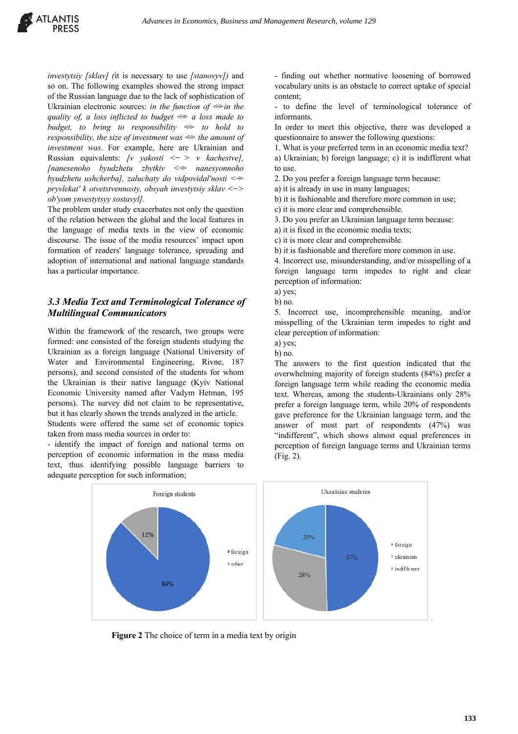*investytsiy [sklav] (*it is necessary to use *[stanovyv])* and so on. The following examples showed the strong impact of the Russian language due to the lack of sophistication of Ukrainian electronic sources: *in the function of <=>in the quality of, a loss inflicted to budget <=> a loss made to budget, to bring to responsibility <=> to hold to responsibility, the size of investment was <=> the amount of investment was*. For example, here are Ukrainian and Russian equivalents: *[v yakosti <−> v kachestve], [nanesenoho byudzhetu zbytkiv <=> nanesyonnoho byudzhetu ushcherba], zaluchaty do vidpovidal'nosti <=> pryvlekat' k otvetstvennosty, obsyah investytsiy sklav <−> ob'yom ynvestytsyy sostavyl]*.

The problem under study exacerbates not only the question of the relation between the global and the local features in the language of media texts in the view of economic discourse. The issue of the media resources' impact upon formation of readers' language tolerance, spreading and adoption of international and national language standards has a particular importance.

### 3.3 Media Text and Terminological Tolerance of Multilingual Communicators

Within the framework of the research, two groups were formed: one consisted of the foreign students studying the Ukrainian as a foreign language (National University of Water and Environmental Engineering, Rivne, 187 persons), and second consisted of the students for whom the Ukrainian is their native language (Kyiv National Economic University named after Vadym Hetman, 195 persons). The survey did not claim to be representative, but it has clearly shown the trends analyzed in the article.

Students were offered the same set of economic topics taken from mass media sources in order to:

- identify the impact of foreign and national terms on perception of economic information in the mass media text, thus identifying possible language barriers to adequate perception for such information;
- finding out whether normative loosening of borrowed vocabulary units is an obstacle to correct uptake of special content;
- to define the level of terminological tolerance of informants.

In order to meet this objective, there was developed a questionnaire to answer the following questions:

1. What is your preferred term in an economic media text?
a) Ukrainian; b) foreign language; c) it is indifferent what to use.
2. Do you prefer a foreign language term because:
a) it is already in use in many languages;
b) it is fashionable and therefore more common in use;
c) it is more clear and comprehensible.
3. Do you prefer an Ukrainian language term because:
a) it is fixed in the economic media texts;
c) it is more clear and comprehensible.
b) it is fashionable and therefore more common in use.
4. Incorrect use, misunderstanding, and/or misspelling of a foreign language term impedes to right and clear perception of information:
a) yes;
b) no.
5. Incorrect use, incomprehensible meaning, and/or misspelling of the Ukrainian term impedes to right and clear perception of information:
a) yes;
b) no.

The answers to the first question indicated that the overwhelming majority of foreign students (84%) prefer a foreign language term while reading the economic media text. Whereas, among the students-Ukrainians only 28% prefer a foreign language term, while 20% of respondents gave preference for the Ukrainian language term, and the answer of most part of respondents (47%) was "indifferent", which shows almost equal preferences in perception of foreign language terms and Ukrainian terms (Fig. 2).

**Figure 2** The choice of term in a media text by origin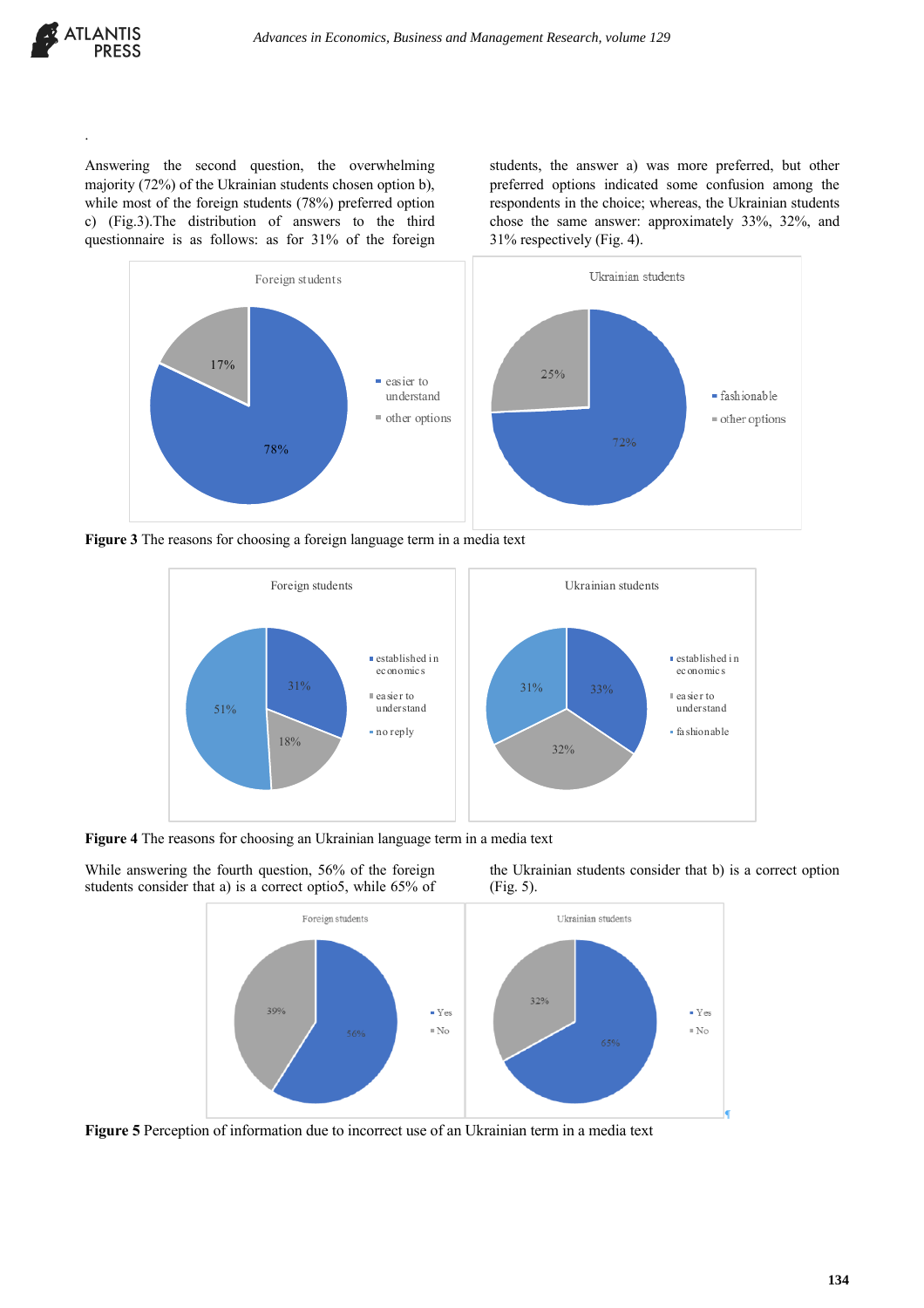.

Answering the second question, the overwhelming majority (72%) of the Ukrainian students chosen option b), while most of the foreign students (78%) preferred option c) (Fig.3).The distribution of answers to the third questionnaire is as follows: as for 31% of the foreign students, the answer a) was more preferred, but other preferred options indicated some confusion among the respondents in the choice; whereas, the Ukrainian students chose the same answer: approximately 33%, 32%, and 31% respectively (Fig. 4).

Foreign students: easier to understand 78%; other options 17%

Ukrainian students: fashionable 72%; other options 25%

**Figure 3** The reasons for choosing a foreign language term in a media text

Foreign students: established in economics 31%; easier to understand 18%; no reply 51%

Ukrainian students: established in economics 33%; easier to understand 32%; fashionable 31%

**Figure 4** The reasons for choosing an Ukrainian language term in a media text

While answering the fourth question, 56% of the foreign students consider that a) is a correct optio5, while 65% of the Ukrainian students consider that b) is a correct option (Fig. 5).

Foreign students: Yes 56%; No 39%

Ukrainian students: Yes 65%; No 32%

**Figure 5** Perception of information due to incorrect use of an Ukrainian term in a media text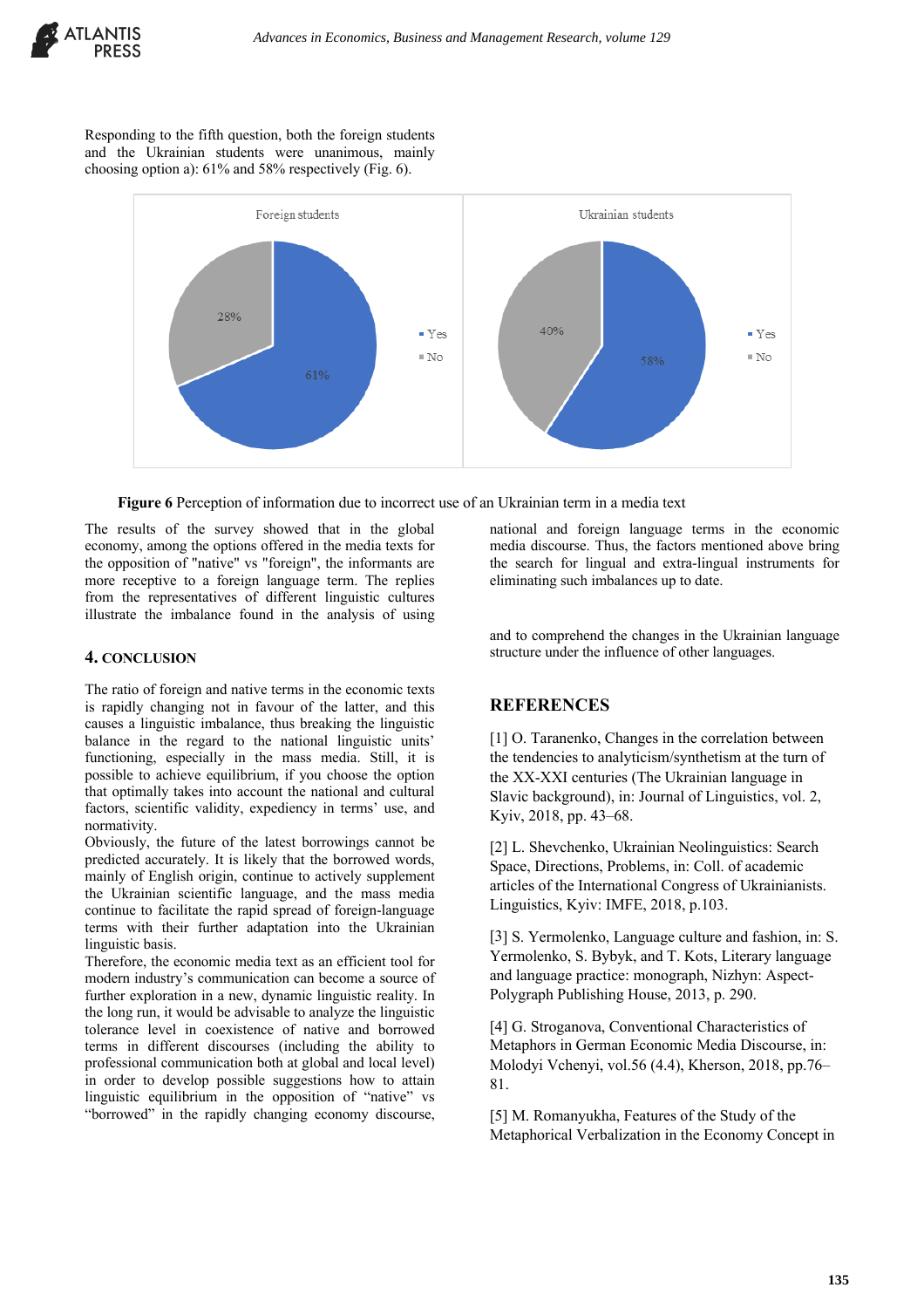Responding to the fifth question, both the foreign students and the Ukrainian students were unanimous, mainly choosing option a): 61% and 58% respectively (Fig. 6).

**Figure 6** Perception of information due to incorrect use of an Ukrainian term in a media text

The results of the survey showed that in the global economy, among the options offered in the media texts for the opposition of "native" vs "foreign", the informants are more receptive to a foreign language term. The replies from the representatives of different linguistic cultures illustrate the imbalance found in the analysis of using national and foreign language terms in the economic media discourse. Thus, the factors mentioned above bring the search for lingual and extra-lingual instruments for eliminating such imbalances up to date.

## 4. CONCLUSION

The ratio of foreign and native terms in the economic texts is rapidly changing not in favour of the latter, and this causes a linguistic imbalance, thus breaking the linguistic balance in the regard to the national linguistic units' functioning, especially in the mass media. Still, it is possible to achieve equilibrium, if you choose the option that optimally takes into account the national and cultural factors, scientific validity, expediency in terms' use, and normativity.

Obviously, the future of the latest borrowings cannot be predicted accurately. It is likely that the borrowed words, mainly of English origin, continue to actively supplement the Ukrainian scientific language, and the mass media continue to facilitate the rapid spread of foreign-language terms with their further adaptation into the Ukrainian linguistic basis.

Therefore, the economic media text as an efficient tool for modern industry's communication can become a source of further exploration in a new, dynamic linguistic reality. In the long run, it would be advisable to analyze the linguistic tolerance level in coexistence of native and borrowed terms in different discourses (including the ability to professional communication both at global and local level) in order to develop possible suggestions how to attain linguistic equilibrium in the opposition of "native" vs "borrowed" in the rapidly changing economy discourse, and to comprehend the changes in the Ukrainian language structure under the influence of other languages.

## REFERENCES

[1] O. Taranenko, Changes in the correlation between the tendencies to analyticism/synthetism at the turn of the XX-XXI centuries (The Ukrainian language in Slavic background), in: Journal of Linguistics, vol. 2, Kyiv, 2018, pp. 43–68.

[2] L. Shevchenko, Ukrainian Neolinguistics: Search Space, Directions, Problems, in: Coll. of academic articles of the International Congress of Ukrainianists. Linguistics, Kyiv: IMFE, 2018, p.103.

[3] S. Yermolenko, Language culture and fashion, in: S. Yermolenko, S. Bybyk, and T. Kots, Literary language and language practice: monograph, Nizhyn: Aspect-Polygraph Publishing House, 2013, p. 290.

[4] G. Stroganova, Conventional Characteristics of Metaphors in German Economic Media Discourse, in: Molodyi Vchenyi, vol.56 (4.4), Kherson, 2018, pp.76–81.

[5] M. Romanyukha, Features of the Study of the Metaphorical Verbalization in the Economy Concept in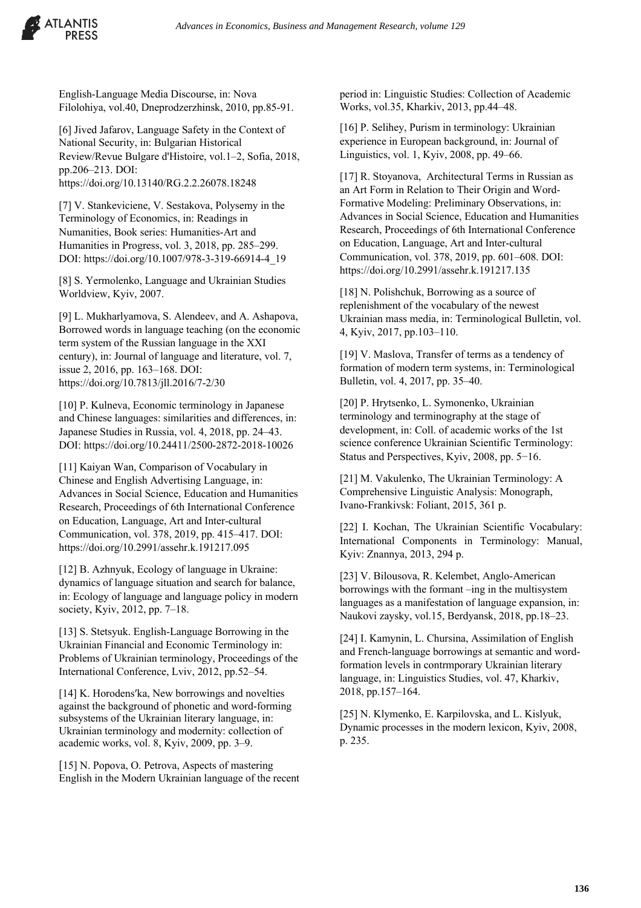English-Language Media Discourse, in: Nova Filolohiya, vol.40, Dneprodzerzhinsk, 2010, pp.85-91.

[6] Jived Jafarov, Language Safety in the Context of National Security, in: Bulgarian Historical Review/Revue Bulgare d'Histoire, vol.1–2, Sofia, 2018, pp.206–213. DOI: https://doi.org/10.13140/RG.2.2.26078.18248

[7] V. Stankeviciene, V. Sestakova, Polysemy in the Terminology of Economics, in: Readings in Numanities, Book series: Humanities-Art and Humanities in Progress, vol. 3, 2018, pp. 285–299. DOI: https://doi.org/10.1007/978-3-319-66914-4_19

[8] S. Yermolenko, Language and Ukrainian Studies Worldview, Kyiv, 2007.

[9] L. Mukharlyamova, S. Alendeev, and A. Ashapova, Borrowed words in language teaching (on the economic term system of the Russian language in the XXI century), in: Journal of language and literature, vol. 7, issue 2, 2016, pp. 163–168. DOI: https://doi.org/10.7813/jll.2016/7-2/30

[10] P. Kulneva, Economic terminology in Japanese and Chinese languages: similarities and differences, in: Japanese Studies in Russia, vol. 4, 2018, pp. 24–43. DOI: https://doi.org/10.24411/2500-2872-2018-10026

[11] Kaiyan Wan, Comparison of Vocabulary in Chinese and English Advertising Language, in: Advances in Social Science, Education and Humanities Research, Proceedings of 6th International Conference on Education, Language, Art and Inter-cultural Communication, vol. 378, 2019, pp. 415–417. DOI: https://doi.org/10.2991/assehr.k.191217.095

[12] B. Azhnyuk, Ecology of language in Ukraine: dynamics of language situation and search for balance, in: Ecology of language and language policy in modern society, Kyiv, 2012, pp. 7–18.

[13] S. Stetsyuk. English-Language Borrowing in the Ukrainian Financial and Economic Terminology in: Problems of Ukrainian terminology, Proceedings of the International Conference, Lviv, 2012, pp.52–54.

[14] K. Horodens′ka, New borrowings and novelties against the background of phonetic and word-forming subsystems of the Ukrainian literary language, in: Ukrainian terminology and modernity: collection of academic works, vol. 8, Kyiv, 2009, pp. 3–9.

[15] N. Popova, O. Petrova, Aspects of mastering English in the Modern Ukrainian language of the recent period in: Linguistic Studies: Collection of Academic Works, vol.35, Kharkiv, 2013, pp.44–48.

[16] P. Selihey, Purism in terminology: Ukrainian experience in European background, in: Journal of Linguistics, vol. 1, Kyiv, 2008, pp. 49–66.

[17] R. Stoyanova, Architectural Terms in Russian as an Art Form in Relation to Their Origin and Word-Formative Modeling: Preliminary Observations, in: Advances in Social Science, Education and Humanities Research, Proceedings of 6th International Conference on Education, Language, Art and Inter-cultural Communication, vol. 378, 2019, pp. 601–608. DOI: https://doi.org/10.2991/assehr.k.191217.135

[18] N. Polishchuk, Borrowing as a source of replenishment of the vocabulary of the newest Ukrainian mass media, in: Terminological Bulletin, vol. 4, Kyiv, 2017, pp.103–110.

[19] V. Maslova, Transfer of terms as a tendency of formation of modern term systems, in: Terminological Bulletin, vol. 4, 2017, pp. 35–40.

[20] P. Hrytsenko, L. Symonenko, Ukrainian terminology and terminography at the stage of development, in: Coll. of academic works of the 1st science conference Ukrainian Scientific Terminology: Status and Perspectives, Kyiv, 2008, pp. 5−16.

[21] M. Vakulenko, The Ukrainian Terminology: A Comprehensive Linguistic Analysis: Monograph, Ivano-Frankivsk: Foliant, 2015, 361 p.

[22] I. Kochan, The Ukrainian Scientific Vocabulary: International Components in Terminology: Manual, Kyiv: Znannya, 2013, 294 p.

[23] V. Bilousova, R. Kelembet, Anglo-American borrowings with the formant –ing in the multisystem languages as a manifestation of language expansion, in: Naukovi zaysky, vol.15, Berdyansk, 2018, pp.18–23.

[24] I. Kamynin, L. Chursina, Assimilation of English and French-language borrowings at semantic and word-formation levels in contrmporary Ukrainian literary language, in: Linguistics Studies, vol. 47, Kharkiv, 2018, pp.157–164.

[25] N. Klymenko, E. Karpilovska, and L. Kislyuk, Dynamic processes in the modern lexicon, Kyiv, 2008, p. 235.